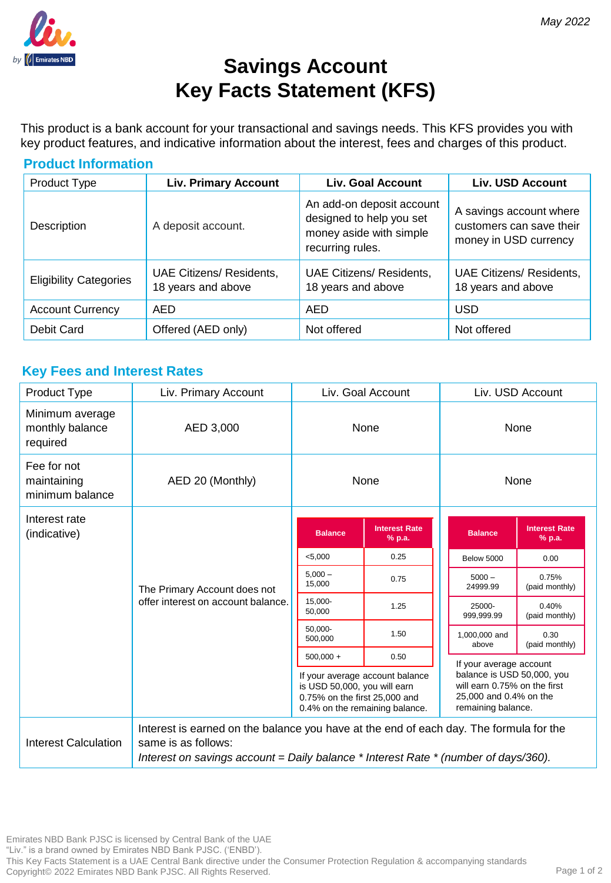May 2022

# Savings Account
# Key Facts Statement (KFS)

This product is a bank account for your transactional and savings needs. This KFS provides you with key product features, and indicative information about the interest, fees and charges of this product.

## Product Information

| Product Type | Liv. Primary Account | Liv. Goal Account | Liv. USD Account |
|---|---|---|---|
| Description | A deposit account. | An add-on deposit account designed to help you set money aside with simple recurring rules. | A savings account where customers can save their money in USD currency |
| Eligibility Categories | UAE Citizens/ Residents, 18 years and above | UAE Citizens/ Residents, 18 years and above | UAE Citizens/ Residents, 18 years and above |
| Account Currency | AED | AED | USD |
| Debit Card | Offered (AED only) | Not offered | Not offered |

## Key Fees and Interest Rates

| Product Type | Liv. Primary Account | Liv. Goal Account | Liv. USD Account |
|---|---|---|---|
| Minimum average monthly balance required | AED 3,000 | None | None |
| Fee for not maintaining minimum balance | AED 20 (Monthly) | None | None |
| Interest rate (indicative) | The Primary Account does not offer interest on account balance. | See Liv. Goal Account interest rates below | See Liv. USD Account interest rates below |
| Interest Calculation | Interest is earned on the balance you have at the end of each day. The formula for the same is as follows: *Interest on savings account = Daily balance * Interest Rate * (number of days/360).* | | |

**Liv. Goal Account – Interest rate (indicative)**

| Balance | Interest Rate % p.a. |
|---|---|
| <5,000 | 0.25 |
| 5,000 – 15,000 | 0.75 |
| 15,000-50,000 | 1.25 |
| 50,000-500,000 | 1.50 |
| 500,000 + | 0.50 |

If your average account balance is USD 50,000, you will earn 0.75% on the first 25,000 and 0.4% on the remaining balance.

**Liv. USD Account – Interest rate (indicative)**

| Balance | Interest Rate % p.a. |
|---|---|
| Below 5000 | 0.00 |
| 5000 – 24999.99 | 0.75% (paid monthly) |
| 25000-999,999.99 | 0.40% (paid monthly) |
| 1,000,000 and above | 0.30 (paid monthly) |

If your average account balance is USD 50,000, you will earn 0.75% on the first 25,000 and 0.4% on the remaining balance.

Emirates NBD Bank PJSC is licensed by Central Bank of the UAE
"Liv." is a brand owned by Emirates NBD Bank PJSC. ('ENBD').
This Key Facts Statement is a UAE Central Bank directive under the Consumer Protection Regulation & accompanying standards
Copyright© 2022 Emirates NBD Bank PJSC. All Rights Reserved.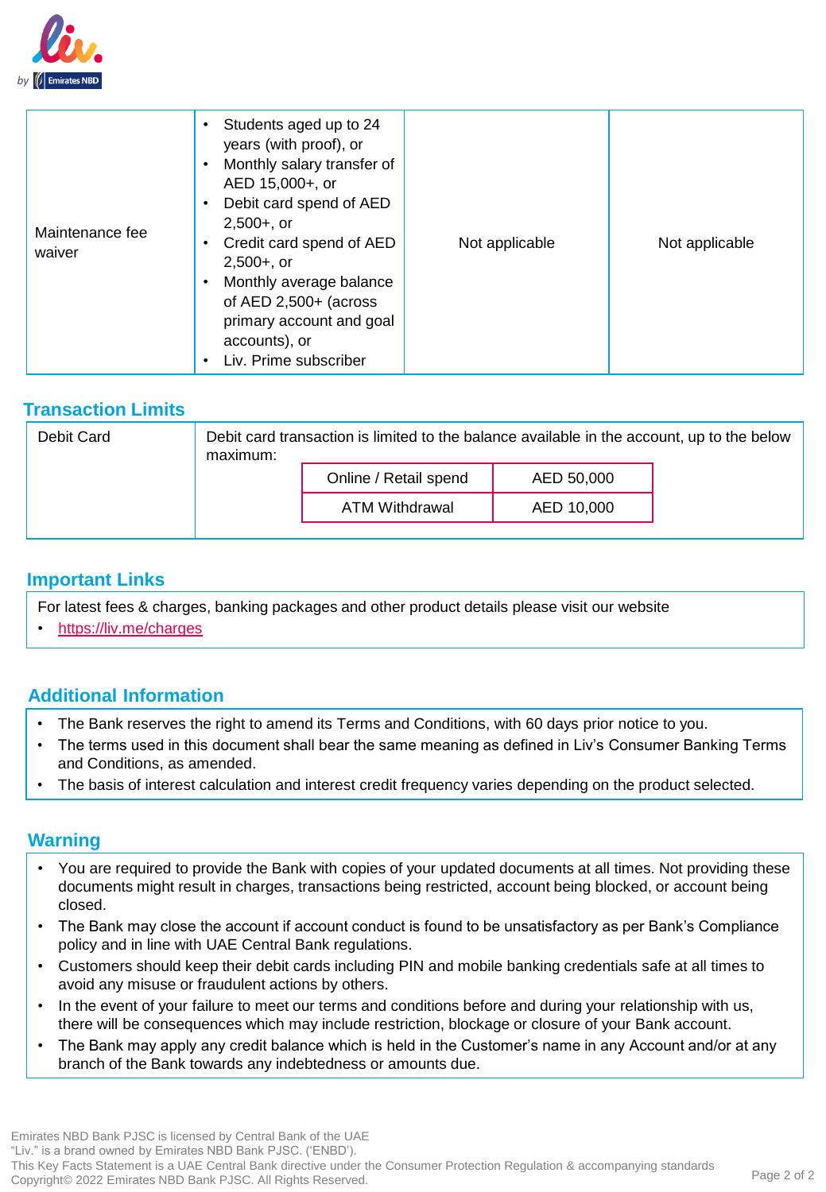| | | | |
|---|---|---|---|
| Maintenance fee waiver | • Students aged up to 24 years (with proof), or<br>• Monthly salary transfer of AED 15,000+, or<br>• Debit card spend of AED 2,500+, or<br>• Credit card spend of AED 2,500+, or<br>• Monthly average balance of AED 2,500+ (across primary account and goal accounts), or<br>• Liv. Prime subscriber | Not applicable | Not applicable |

## Transaction Limits

| | |
|---|---|
| Debit Card | Debit card transaction is limited to the balance available in the account, up to the below maximum:<br>Online / Retail spend: AED 50,000<br>ATM Withdrawal: AED 10,000 |

## Important Links

For latest fees & charges, banking packages and other product details please visit our website

- https://liv.me/charges

## Additional Information

- The Bank reserves the right to amend its Terms and Conditions, with 60 days prior notice to you.
- The terms used in this document shall bear the same meaning as defined in Liv's Consumer Banking Terms and Conditions, as amended.
- The basis of interest calculation and interest credit frequency varies depending on the product selected.

## Warning

- You are required to provide the Bank with copies of your updated documents at all times. Not providing these documents might result in charges, transactions being restricted, account being blocked, or account being closed.
- The Bank may close the account if account conduct is found to be unsatisfactory as per Bank's Compliance policy and in line with UAE Central Bank regulations.
- Customers should keep their debit cards including PIN and mobile banking credentials safe at all times to avoid any misuse or fraudulent actions by others.
- In the event of your failure to meet our terms and conditions before and during your relationship with us, there will be consequences which may include restriction, blockage or closure of your Bank account.
- The Bank may apply any credit balance which is held in the Customer's name in any Account and/or at any branch of the Bank towards any indebtedness or amounts due.

Emirates NBD Bank PJSC is licensed by Central Bank of the UAE
"Liv." is a brand owned by Emirates NBD Bank PJSC. ('ENBD').
This Key Facts Statement is a UAE Central Bank directive under the Consumer Protection Regulation & accompanying standards
Copyright© 2022 Emirates NBD Bank PJSC. All Rights Reserved.